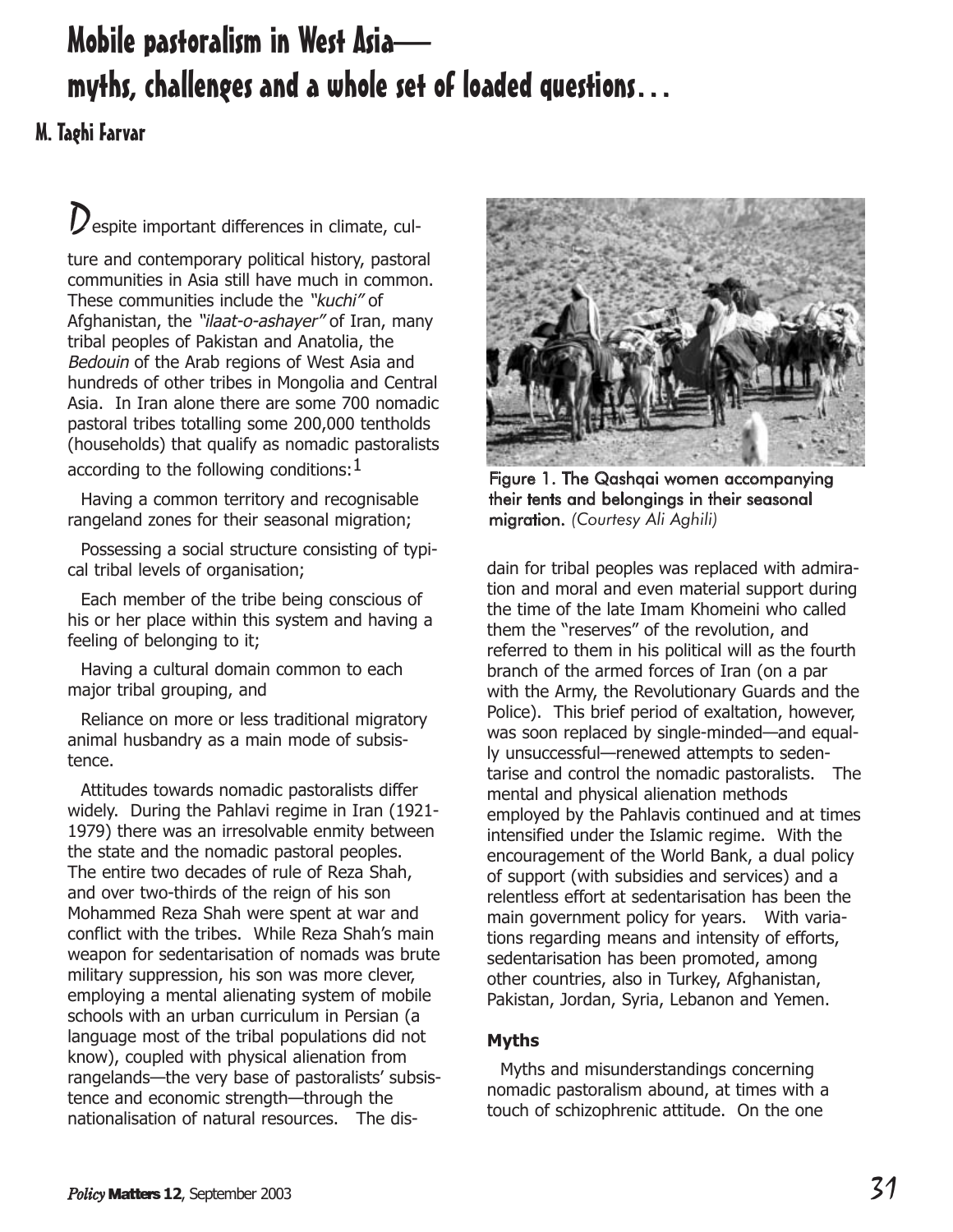# Mobile pastoralism in West Asia—myths, challenges and a whole set of loaded questions…

## M. Taghi Farvar

Despite important differences in climate, culture and contemporary political history, pastoral communities in Asia still have much in common. These communities include the *"kuchi"* of Afghanistan, the *"ilaat-o-ashayer"* of Iran, many tribal peoples of Pakistan and Anatolia, the *Bedouin* of the Arab regions of West Asia and hundreds of other tribes in Mongolia and Central Asia. In Iran alone there are some 700 nomadic pastoral tribes totalling some 200,000 tentholds (households) that qualify as nomadic pastoralists according to the following conditions:[1]

Having a common territory and recognisable rangeland zones for their seasonal migration;

Possessing a social structure consisting of typical tribal levels of organisation;

Each member of the tribe being conscious of his or her place within this system and having a feeling of belonging to it;

Having a cultural domain common to each major tribal grouping, and

Reliance on more or less traditional migratory animal husbandry as a main mode of subsistence.

Attitudes towards nomadic pastoralists differ widely. During the Pahlavi regime in Iran (1921-1979) there was an irresolvable enmity between the state and the nomadic pastoral peoples. The entire two decades of rule of Reza Shah, and over two-thirds of the reign of his son Mohammed Reza Shah were spent at war and conflict with the tribes. While Reza Shah's main weapon for sedentarisation of nomads was brute military suppression, his son was more clever, employing a mental alienating system of mobile schools with an urban curriculum in Persian (a language most of the tribal populations did not know), coupled with physical alienation from rangelands—the very base of pastoralists' subsistence and economic strength—through the nationalisation of natural resources. The disdain for tribal peoples was replaced with admiration and moral and even material support during the time of the late Imam Khomeini who called them the "reserves" of the revolution, and referred to them in his political will as the fourth branch of the armed forces of Iran (on a par with the Army, the Revolutionary Guards and the Police). This brief period of exaltation, however, was soon replaced by single-minded—and equally unsuccessful—renewed attempts to sedentarise and control the nomadic pastoralists. The mental and physical alienation methods employed by the Pahlavis continued and at times intensified under the Islamic regime. With the encouragement of the World Bank, a dual policy of support (with subsidies and services) and a relentless effort at sedentarisation has been the main government policy for years. With variations regarding means and intensity of efforts, sedentarisation has been promoted, among other countries, also in Turkey, Afghanistan, Pakistan, Jordan, Syria, Lebanon and Yemen.

Figure 1. The Qashqai women accompanying their tents and belongings in their seasonal migration. *(Courtesy Ali Aghili)*

### Myths

Myths and misunderstandings concerning nomadic pastoralism abound, at times with a touch of schizophrenic attitude. On the one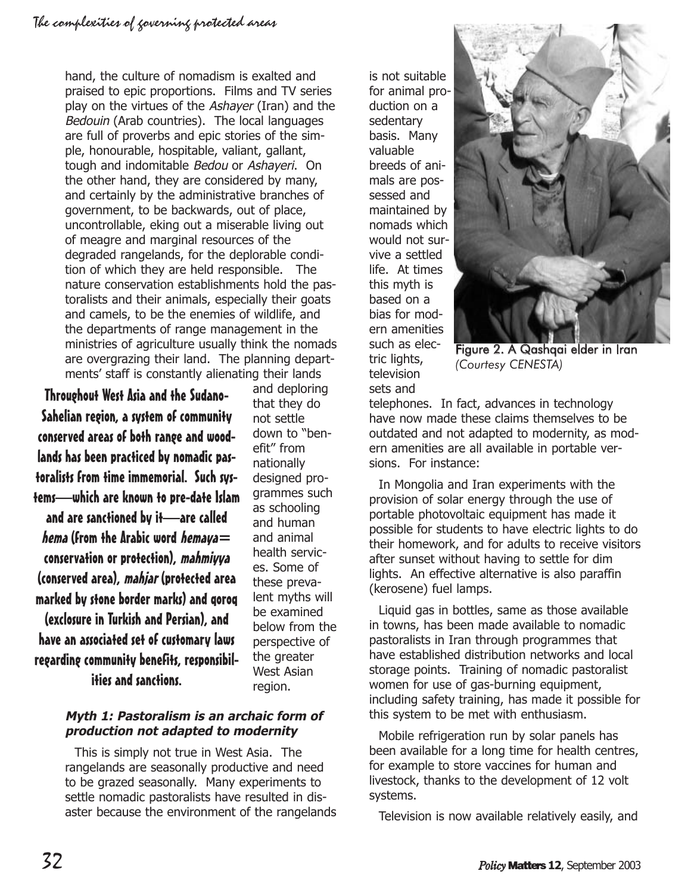hand, the culture of nomadism is exalted and praised to epic proportions. Films and TV series play on the virtues of the *Ashayer* (Iran) and the *Bedouin* (Arab countries). The local languages are full of proverbs and epic stories of the simple, honourable, hospitable, valiant, gallant, tough and indomitable *Bedou* or *Ashayeri*. On the other hand, they are considered by many, and certainly by the administrative branches of government, to be backwards, out of place, uncontrollable, eking out a miserable living out of meagre and marginal resources of the degraded rangelands, for the deplorable condition of which they are held responsible. The nature conservation establishments hold the pastoralists and their animals, especially their goats and camels, to be the enemies of wildlife, and the departments of range management in the ministries of agriculture usually think the nomads are overgrazing their land. The planning departments' staff is constantly alienating their lands and deploring that they do not settle down to "benefit" from nationally designed programmes such as schooling and human and animal health services. Some of these prevalent myths will be examined below from the perspective of the greater West Asian region.

**Throughout West Asia and the Sudano-Sahelian region, a system of community conserved areas of both range and woodlands has been practiced by nomadic pastoralists from time immemorial. Such systems—which are known to pre-date Islam and are sanctioned by it—are called *hema* (from the Arabic word *hemaya*= conservation or protection), *mahmiyya* (conserved area), *mahjar* (protected area marked by stone border marks) and *qoroq* (exclosure in Turkish and Persian), and have an associated set of customary laws regarding community benefits, responsibilities and sanctions.**

### *Myth 1: Pastoralism is an archaic form of production not adapted to modernity*

This is simply not true in West Asia. The rangelands are seasonally productive and need to be grazed seasonally. Many experiments to settle nomadic pastoralists have resulted in disaster because the environment of the rangelands is not suitable for animal production on a sedentary basis. Many valuable breeds of animals are possessed and maintained by nomads which would not survive a settled life. At times this myth is based on a bias for modern amenities such as electric lights, television sets and telephones. In fact, advances in technology have now made these claims themselves to be outdated and not adapted to modernity, as modern amenities are all available in portable versions. For instance:

Figure 2. A Qashqai elder in Iran *(Courtesy CENESTA)*

In Mongolia and Iran experiments with the provision of solar energy through the use of portable photovoltaic equipment has made it possible for students to have electric lights to do their homework, and for adults to receive visitors after sunset without having to settle for dim lights. An effective alternative is also paraffin (kerosene) fuel lamps.

Liquid gas in bottles, same as those available in towns, has been made available to nomadic pastoralists in Iran through programmes that have established distribution networks and local storage points. Training of nomadic pastoralist women for use of gas-burning equipment, including safety training, has made it possible for this system to be met with enthusiasm.

Mobile refrigeration run by solar panels has been available for a long time for health centres, for example to store vaccines for human and livestock, thanks to the development of 12 volt systems.

Television is now available relatively easily, and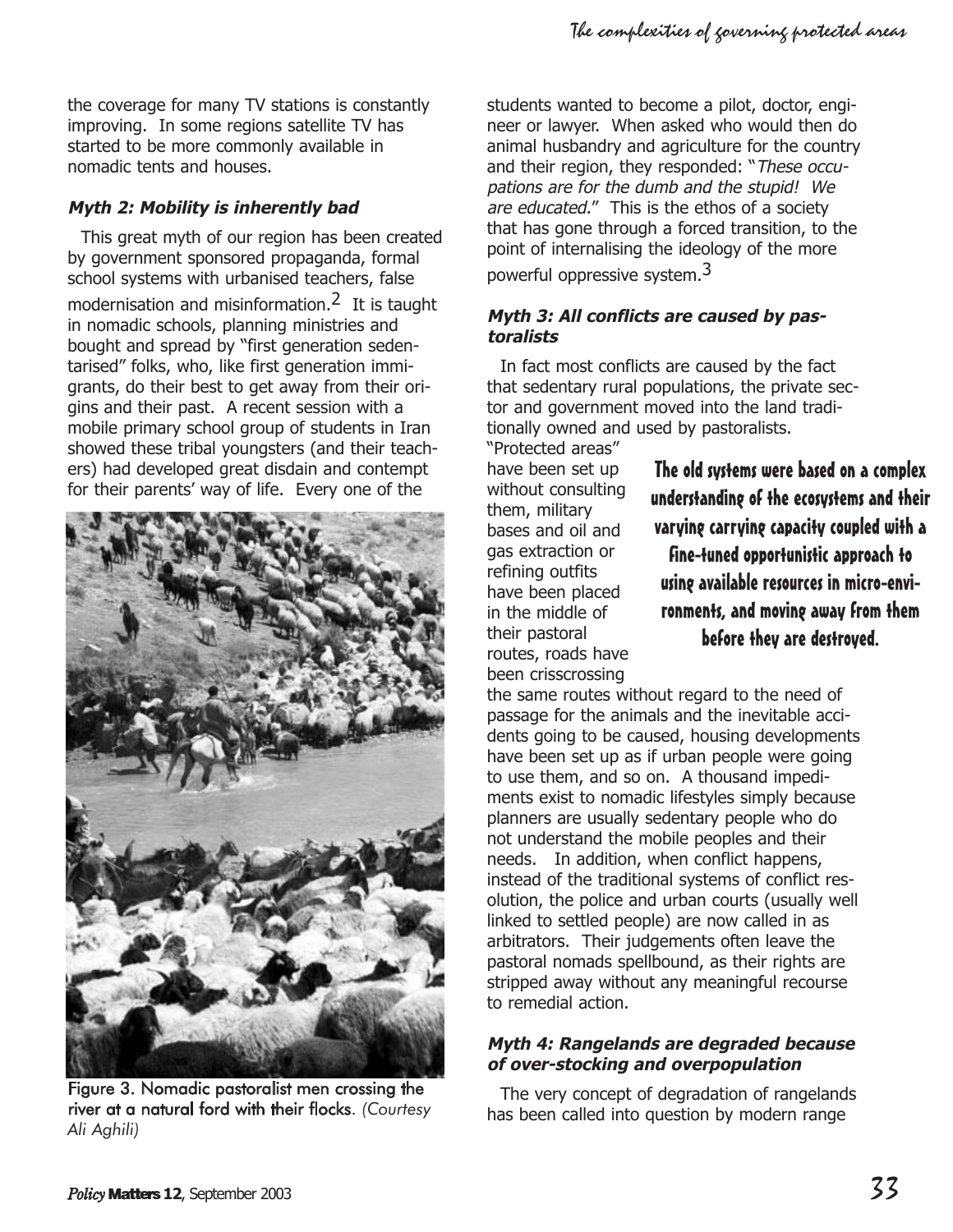the coverage for many TV stations is constantly improving. In some regions satellite TV has started to be more commonly available in nomadic tents and houses.

### *Myth 2: Mobility is inherently bad*

This great myth of our region has been created by government sponsored propaganda, formal school systems with urbanised teachers, false modernisation and misinformation.[2] It is taught in nomadic schools, planning ministries and bought and spread by "first generation sedentarised" folks, who, like first generation immigrants, do their best to get away from their origins and their past. A recent session with a mobile primary school group of students in Iran showed these tribal youngsters (and their teachers) had developed great disdain and contempt for their parents' way of life. Every one of the students wanted to become a pilot, doctor, engineer or lawyer. When asked who would then do animal husbandry and agriculture for the country and their region, they responded: "*These occupations are for the dumb and the stupid! We are educated.*" This is the ethos of a society that has gone through a forced transition, to the point of internalising the ideology of the more powerful oppressive system.[3]

Figure 3. Nomadic pastoralist men crossing the river at a natural ford with their flocks. *(Courtesy Ali Aghili)*

### *Myth 3: All conflicts are caused by pastoralists*

In fact most conflicts are caused by the fact that sedentary rural populations, the private sector and government moved into the land traditionally owned and used by pastoralists. "Protected areas" have been set up without consulting them, military bases and oil and gas extraction or refining outfits have been placed in the middle of their pastoral routes, roads have been crisscrossing the same routes without regard to the need of passage for the animals and the inevitable accidents going to be caused, housing developments have been set up as if urban people were going to use them, and so on. A thousand impediments exist to nomadic lifestyles simply because planners are usually sedentary people who do not understand the mobile peoples and their needs. In addition, when conflict happens, instead of the traditional systems of conflict resolution, the police and urban courts (usually well linked to settled people) are now called in as arbitrators. Their judgements often leave the pastoral nomads spellbound, as their rights are stripped away without any meaningful recourse to remedial action.

**The old systems were based on a complex understanding of the ecosystems and their varying carrying capacity coupled with a fine-tuned opportunistic approach to using available resources in micro-environments, and moving away from them before they are destroyed.**

### *Myth 4: Rangelands are degraded because of over-stocking and overpopulation*

The very concept of degradation of rangelands has been called into question by modern range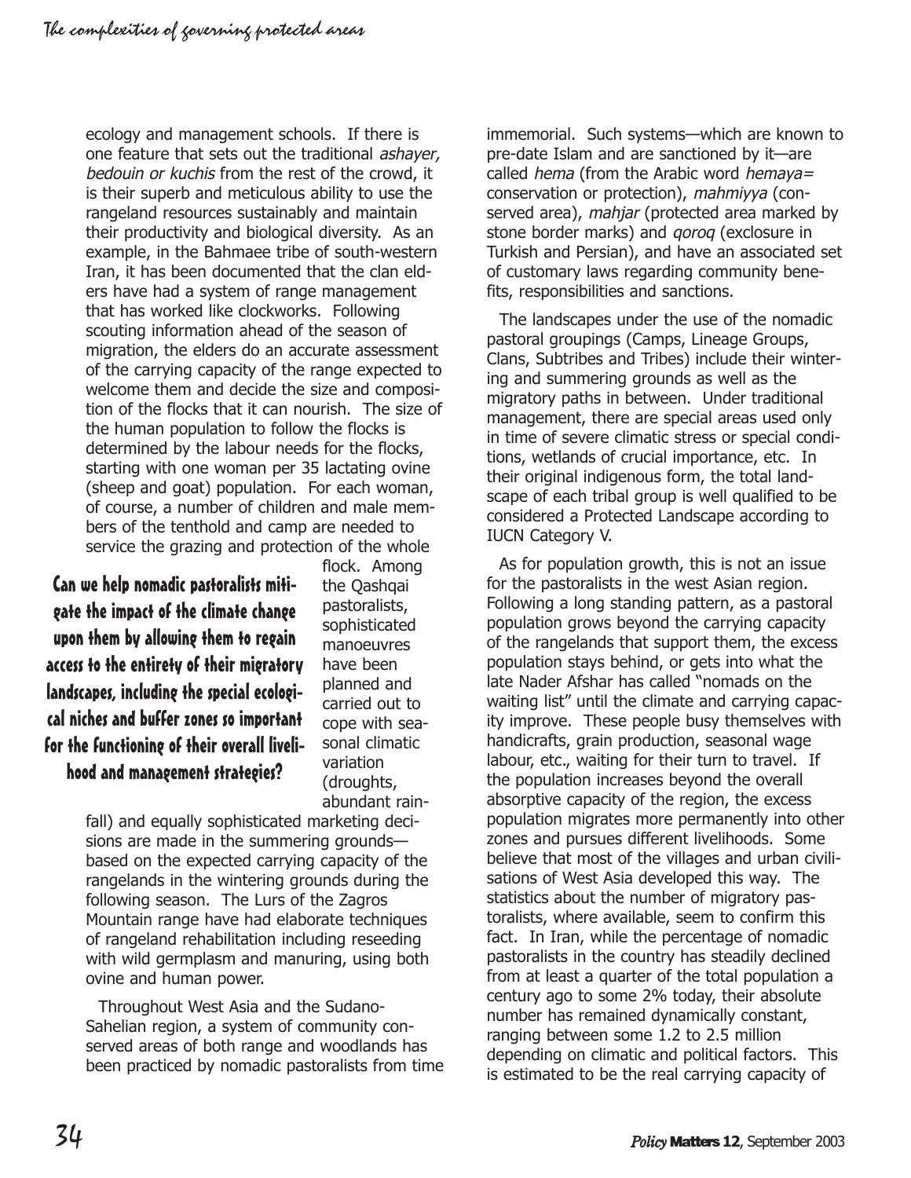ecology and management schools. If there is one feature that sets out the traditional *ashayer, bedouin or kuchis* from the rest of the crowd, it is their superb and meticulous ability to use the rangeland resources sustainably and maintain their productivity and biological diversity. As an example, in the Bahmaee tribe of south-western Iran, it has been documented that the clan elders have had a system of range management that has worked like clockworks. Following scouting information ahead of the season of migration, the elders do an accurate assessment of the carrying capacity of the range expected to welcome them and decide the size and composition of the flocks that it can nourish. The size of the human population to follow the flocks is determined by the labour needs for the flocks, starting with one woman per 35 lactating ovine (sheep and goat) population. For each woman, of course, a number of children and male members of the tenthold and camp are needed to service the grazing and protection of the whole flock. Among the Qashqai pastoralists, sophisticated manoeuvres have been planned and carried out to cope with seasonal climatic variation (droughts, abundant rainfall) and equally sophisticated marketing decisions are made in the summering grounds—based on the expected carrying capacity of the rangelands in the wintering grounds during the following season. The Lurs of the Zagros Mountain range have had elaborate techniques of rangeland rehabilitation including reseeding with wild germplasm and manuring, using both ovine and human power.

**Can we help nomadic pastoralists mitigate the impact of the climate change upon them by allowing them to regain access to the entirety of their migratory landscapes, including the special ecological niches and buffer zones so important for the functioning of their overall livelihood and management strategies?**

Throughout West Asia and the Sudano-Sahelian region, a system of community conserved areas of both range and woodlands has been practiced by nomadic pastoralists from time immemorial. Such systems—which are known to pre-date Islam and are sanctioned by it—are called *hema* (from the Arabic word *hemaya*= conservation or protection), *mahmiyya* (conserved area), *mahjar* (protected area marked by stone border marks) and *qoroq* (exclosure in Turkish and Persian), and have an associated set of customary laws regarding community benefits, responsibilities and sanctions.

The landscapes under the use of the nomadic pastoral groupings (Camps, Lineage Groups, Clans, Subtribes and Tribes) include their wintering and summering grounds as well as the migratory paths in between. Under traditional management, there are special areas used only in time of severe climatic stress or special conditions, wetlands of crucial importance, etc. In their original indigenous form, the total landscape of each tribal group is well qualified to be considered a Protected Landscape according to IUCN Category V.

As for population growth, this is not an issue for the pastoralists in the west Asian region. Following a long standing pattern, as a pastoral population grows beyond the carrying capacity of the rangelands that support them, the excess population stays behind, or gets into what the late Nader Afshar has called "nomads on the waiting list" until the climate and carrying capacity improve. These people busy themselves with handicrafts, grain production, seasonal wage labour, etc., waiting for their turn to travel. If the population increases beyond the overall absorptive capacity of the region, the excess population migrates more permanently into other zones and pursues different livelihoods. Some believe that most of the villages and urban civilisations of West Asia developed this way. The statistics about the number of migratory pastoralists, where available, seem to confirm this fact. In Iran, while the percentage of nomadic pastoralists in the country has steadily declined from at least a quarter of the total population a century ago to some 2% today, their absolute number has remained dynamically constant, ranging between some 1.2 to 2.5 million depending on climatic and political factors. This is estimated to be the real carrying capacity of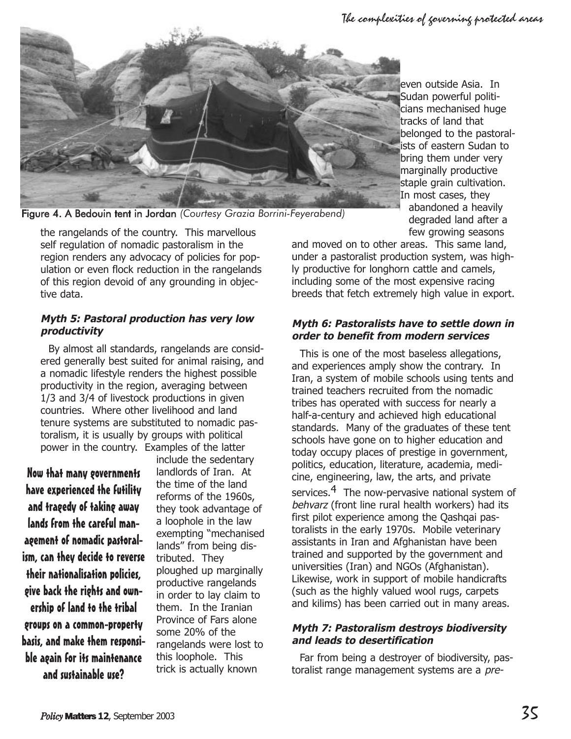Figure 4. A Bedouin tent in Jordan *(Courtesy Grazia Borrini-Feyerabend)*

the rangelands of the country. This marvellous self regulation of nomadic pastoralism in the region renders any advocacy of policies for population or even flock reduction in the rangelands of this region devoid of any grounding in objective data.

#### *Myth 5: Pastoral production has very low productivity*

By almost all standards, rangelands are considered generally best suited for animal raising, and a nomadic lifestyle renders the highest possible productivity in the region, averaging between 1/3 and 3/4 of livestock productions in given countries. Where other livelihood and land tenure systems are substituted to nomadic pastoralism, it is usually by groups with political power in the country. Examples of the latter include the sedentary landlords of Iran. At the time of the land reforms of the 1960s, they took advantage of a loophole in the law exempting "mechanised lands" from being distributed. They ploughed up marginally productive rangelands in order to lay claim to them. In the Iranian Province of Fars alone some 20% of the rangelands were lost to this loophole. This trick is actually known even outside Asia. In Sudan powerful politicians mechanised huge tracks of land that belonged to the pastoralists of eastern Sudan to bring them under very marginally productive staple grain cultivation. In most cases, they abandoned a heavily degraded land after a few growing seasons and moved on to other areas. This same land, under a pastoralist production system, was highly productive for longhorn cattle and camels, including some of the most expensive racing breeds that fetch extremely high value in export.

> **Now that many governments have experienced the futility and tragedy of taking away lands from the careful management of nomadic pastoralism, can they decide to reverse their nationalisation policies, give back the rights and ownership of land to the tribal groups on a common-property basis, and make them responsible again for its maintenance and sustainable use?**

#### *Myth 6: Pastoralists have to settle down in order to benefit from modern services*

This is one of the most baseless allegations, and experiences amply show the contrary. In Iran, a system of mobile schools using tents and trained teachers recruited from the nomadic tribes has operated with success for nearly a half-a-century and achieved high educational standards. Many of the graduates of these tent schools have gone on to higher education and today occupy places of prestige in government, politics, education, literature, academia, medicine, engineering, law, the arts, and private services.[4] The now-pervasive national system of *behvarz* (front line rural health workers) had its first pilot experience among the Qashqai pastoralists in the early 1970s. Mobile veterinary assistants in Iran and Afghanistan have been trained and supported by the government and universities (Iran) and NGOs (Afghanistan). Likewise, work in support of mobile handicrafts (such as the highly valued wool rugs, carpets and kilims) has been carried out in many areas.

#### *Myth 7: Pastoralism destroys biodiversity and leads to desertification*

Far from being a destroyer of biodiversity, pastoralist range management systems are a *pre-*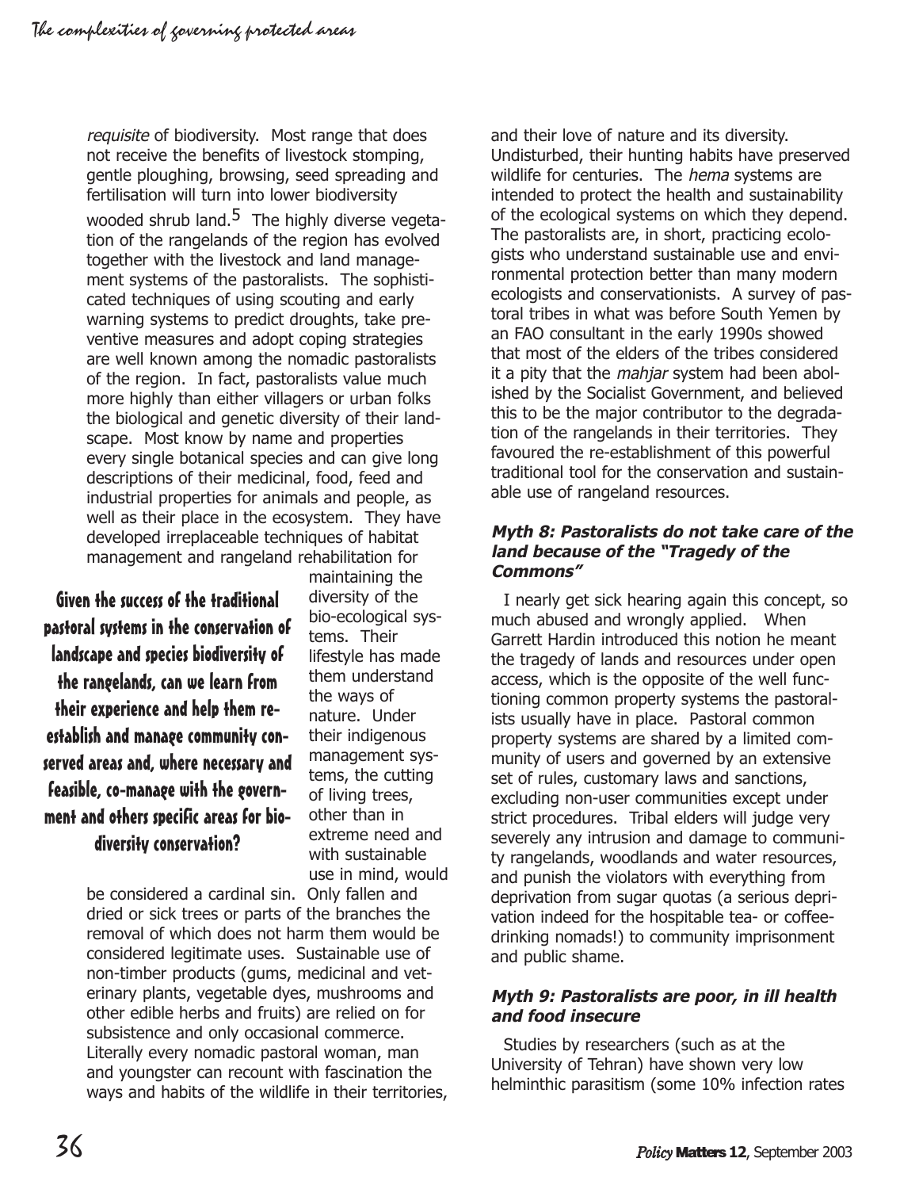*requisite* of biodiversity. Most range that does not receive the benefits of livestock stomping, gentle ploughing, browsing, seed spreading and fertilisation will turn into lower biodiversity wooded shrub land.[5] The highly diverse vegetation of the rangelands of the region has evolved together with the livestock and land management systems of the pastoralists. The sophisticated techniques of using scouting and early warning systems to predict droughts, take preventive measures and adopt coping strategies are well known among the nomadic pastoralists of the region. In fact, pastoralists value much more highly than either villagers or urban folks the biological and genetic diversity of their landscape. Most know by name and properties every single botanical species and can give long descriptions of their medicinal, food, feed and industrial properties for animals and people, as well as their place in the ecosystem. They have developed irreplaceable techniques of habitat management and rangeland rehabilitation for maintaining the diversity of the bio-ecological systems. Their lifestyle has made them understand the ways of nature. Under their indigenous management systems, the cutting of living trees, other than in extreme need and with sustainable use in mind, would be considered a cardinal sin. Only fallen and dried or sick trees or parts of the branches the removal of which does not harm them would be considered legitimate uses. Sustainable use of non-timber products (gums, medicinal and veterinary plants, vegetable dyes, mushrooms and other edible herbs and fruits) are relied on for subsistence and only occasional commerce. Literally every nomadic pastoral woman, man and youngster can recount with fascination the ways and habits of the wildlife in their territories, and their love of nature and its diversity. Undisturbed, their hunting habits have preserved wildlife for centuries. The *hema* systems are intended to protect the health and sustainability of the ecological systems on which they depend. The pastoralists are, in short, practicing ecologists who understand sustainable use and environmental protection better than many modern ecologists and conservationists. A survey of pastoral tribes in what was before South Yemen by an FAO consultant in the early 1990s showed that most of the elders of the tribes considered it a pity that the *mahjar* system had been abolished by the Socialist Government, and believed this to be the major contributor to the degradation of the rangelands in their territories. They favoured the re-establishment of this powerful traditional tool for the conservation and sustainable use of rangeland resources.

**Given the success of the traditional pastoral systems in the conservation of landscape and species biodiversity of the rangelands, can we learn from their experience and help them re-establish and manage community conserved areas and, where necessary and feasible, co-manage with the government and others specific areas for biodiversity conservation?**

#### *Myth 8: Pastoralists do not take care of the land because of the "Tragedy of the Commons"*

I nearly get sick hearing again this concept, so much abused and wrongly applied. When Garrett Hardin introduced this notion he meant the tragedy of lands and resources under open access, which is the opposite of the well functioning common property systems the pastoralists usually have in place. Pastoral common property systems are shared by a limited community of users and governed by an extensive set of rules, customary laws and sanctions, excluding non-user communities except under strict procedures. Tribal elders will judge very severely any intrusion and damage to community rangelands, woodlands and water resources, and punish the violators with everything from deprivation from sugar quotas (a serious deprivation indeed for the hospitable tea- or coffee-drinking nomads!) to community imprisonment and public shame.

#### *Myth 9: Pastoralists are poor, in ill health and food insecure*

Studies by researchers (such as at the University of Tehran) have shown very low helminthic parasitism (some 10% infection rates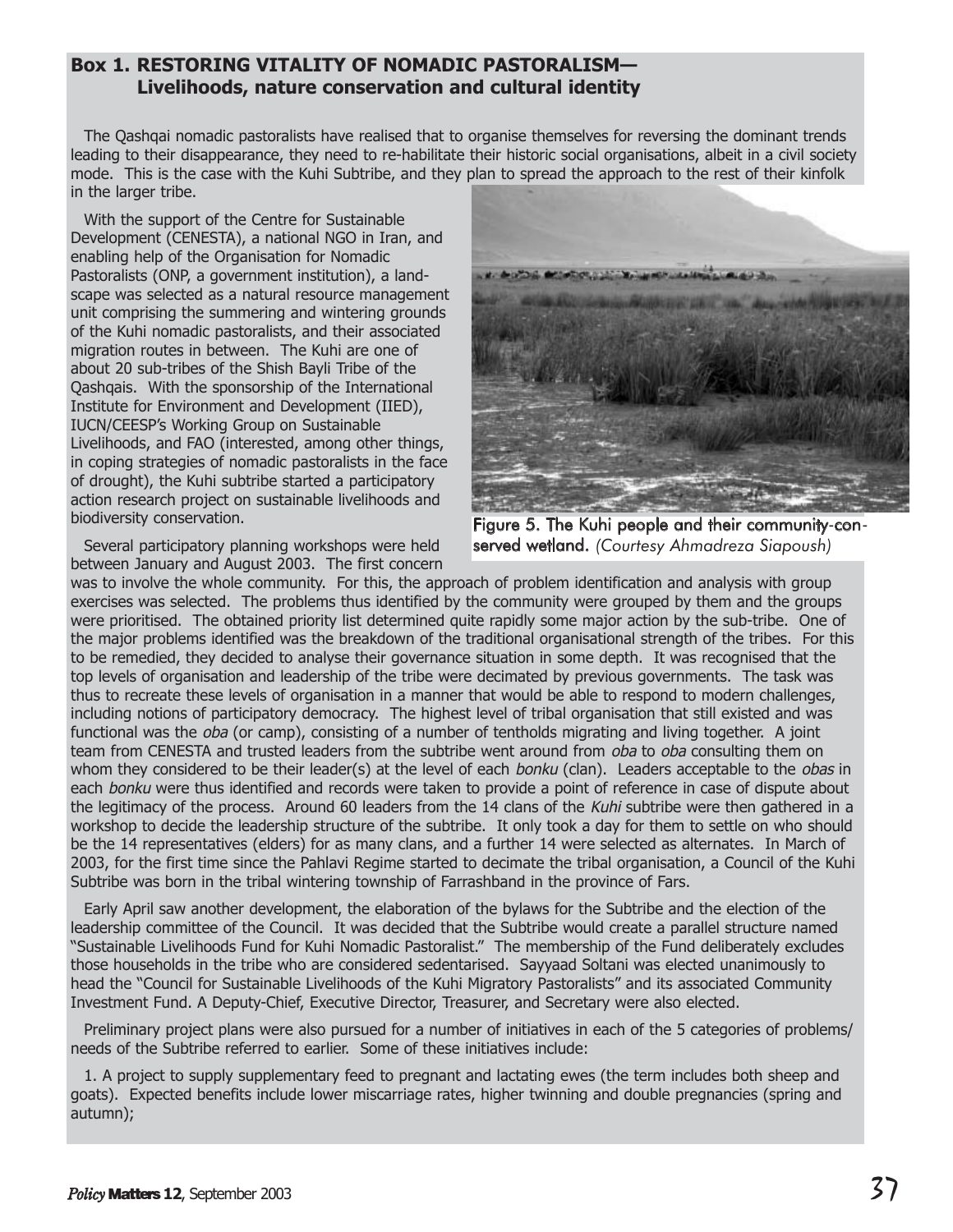### Box 1. RESTORING VITALITY OF NOMADIC PASTORALISM— Livelihoods, nature conservation and cultural identity

The Qashqai nomadic pastoralists have realised that to organise themselves for reversing the dominant trends leading to their disappearance, they need to re-habilitate their historic social organisations, albeit in a civil society mode. This is the case with the Kuhi Subtribe, and they plan to spread the approach to the rest of their kinfolk in the larger tribe.

With the support of the Centre for Sustainable Development (CENESTA), a national NGO in Iran, and enabling help of the Organisation for Nomadic Pastoralists (ONP, a government institution), a landscape was selected as a natural resource management unit comprising the summering and wintering grounds of the Kuhi nomadic pastoralists, and their associated migration routes in between. The Kuhi are one of about 20 sub-tribes of the Shish Bayli Tribe of the Qashqais. With the sponsorship of the International Institute for Environment and Development (IIED), IUCN/CEESP's Working Group on Sustainable Livelihoods, and FAO (interested, among other things, in coping strategies of nomadic pastoralists in the face of drought), the Kuhi subtribe started a participatory action research project on sustainable livelihoods and biodiversity conservation.

Figure 5. The Kuhi people and their community-conserved wetland. *(Courtesy Ahmadreza Siapoush)*

Several participatory planning workshops were held between January and August 2003. The first concern was to involve the whole community. For this, the approach of problem identification and analysis with group exercises was selected. The problems thus identified by the community were grouped by them and the groups were prioritised. The obtained priority list determined quite rapidly some major action by the sub-tribe. One of the major problems identified was the breakdown of the traditional organisational strength of the tribes. For this to be remedied, they decided to analyse their governance situation in some depth. It was recognised that the top levels of organisation and leadership of the tribe were decimated by previous governments. The task was thus to recreate these levels of organisation in a manner that would be able to respond to modern challenges, including notions of participatory democracy. The highest level of tribal organisation that still existed and was functional was the *oba* (or camp), consisting of a number of tentholds migrating and living together. A joint team from CENESTA and trusted leaders from the subtribe went around from *oba* to *oba* consulting them on whom they considered to be their leader(s) at the level of each *bonku* (clan). Leaders acceptable to the *obas* in each *bonku* were thus identified and records were taken to provide a point of reference in case of dispute about the legitimacy of the process. Around 60 leaders from the 14 clans of the *Kuhi* subtribe were then gathered in a workshop to decide the leadership structure of the subtribe. It only took a day for them to settle on who should be the 14 representatives (elders) for as many clans, and a further 14 were selected as alternates. In March of 2003, for the first time since the Pahlavi Regime started to decimate the tribal organisation, a Council of the Kuhi Subtribe was born in the tribal wintering township of Farrashband in the province of Fars.

Early April saw another development, the elaboration of the bylaws for the Subtribe and the election of the leadership committee of the Council. It was decided that the Subtribe would create a parallel structure named "Sustainable Livelihoods Fund for Kuhi Nomadic Pastoralist." The membership of the Fund deliberately excludes those households in the tribe who are considered sedentarised. Sayyaad Soltani was elected unanimously to head the "Council for Sustainable Livelihoods of the Kuhi Migratory Pastoralists" and its associated Community Investment Fund. A Deputy-Chief, Executive Director, Treasurer, and Secretary were also elected.

Preliminary project plans were also pursued for a number of initiatives in each of the 5 categories of problems/ needs of the Subtribe referred to earlier. Some of these initiatives include:

1. A project to supply supplementary feed to pregnant and lactating ewes (the term includes both sheep and goats). Expected benefits include lower miscarriage rates, higher twinning and double pregnancies (spring and autumn);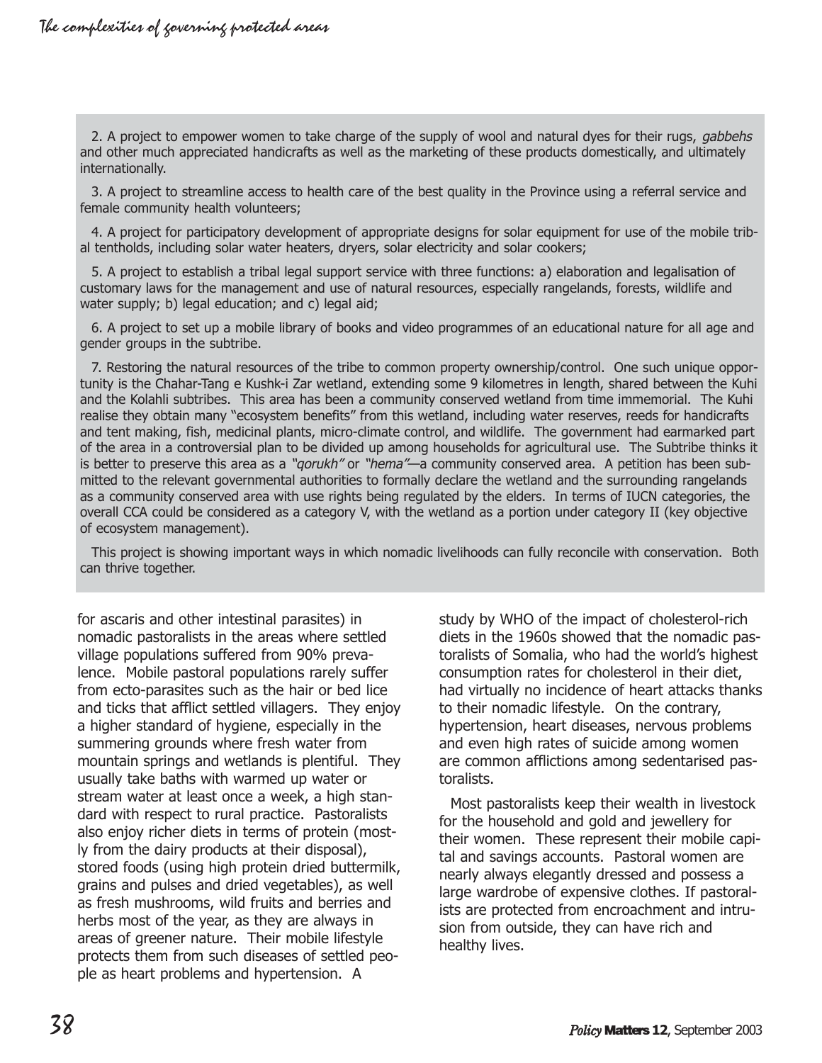2. A project to empower women to take charge of the supply of wool and natural dyes for their rugs, *gabbehs* and other much appreciated handicrafts as well as the marketing of these products domestically, and ultimately internationally.

3. A project to streamline access to health care of the best quality in the Province using a referral service and female community health volunteers;

4. A project for participatory development of appropriate designs for solar equipment for use of the mobile tribal tentholds, including solar water heaters, dryers, solar electricity and solar cookers;

5. A project to establish a tribal legal support service with three functions: a) elaboration and legalisation of customary laws for the management and use of natural resources, especially rangelands, forests, wildlife and water supply; b) legal education; and c) legal aid;

6. A project to set up a mobile library of books and video programmes of an educational nature for all age and gender groups in the subtribe.

7. Restoring the natural resources of the tribe to common property ownership/control. One such unique opportunity is the Chahar-Tang e Kushk-i Zar wetland, extending some 9 kilometres in length, shared between the Kuhi and the Kolahli subtribes. This area has been a community conserved wetland from time immemorial. The Kuhi realise they obtain many "ecosystem benefits" from this wetland, including water reserves, reeds for handicrafts and tent making, fish, medicinal plants, micro-climate control, and wildlife. The government had earmarked part of the area in a controversial plan to be divided up among households for agricultural use. The Subtribe thinks it is better to preserve this area as a *"qorukh"* or *"hema"*—a community conserved area. A petition has been submitted to the relevant governmental authorities to formally declare the wetland and the surrounding rangelands as a community conserved area with use rights being regulated by the elders. In terms of IUCN categories, the overall CCA could be considered as a category V, with the wetland as a portion under category II (key objective of ecosystem management).

This project is showing important ways in which nomadic livelihoods can fully reconcile with conservation. Both can thrive together.

for ascaris and other intestinal parasites) in nomadic pastoralists in the areas where settled village populations suffered from 90% prevalence. Mobile pastoral populations rarely suffer from ecto-parasites such as the hair or bed lice and ticks that afflict settled villagers. They enjoy a higher standard of hygiene, especially in the summering grounds where fresh water from mountain springs and wetlands is plentiful. They usually take baths with warmed up water or stream water at least once a week, a high standard with respect to rural practice. Pastoralists also enjoy richer diets in terms of protein (mostly from the dairy products at their disposal), stored foods (using high protein dried buttermilk, grains and pulses and dried vegetables), as well as fresh mushrooms, wild fruits and berries and herbs most of the year, as they are always in areas of greener nature. Their mobile lifestyle protects them from such diseases of settled people as heart problems and hypertension. A study by WHO of the impact of cholesterol-rich diets in the 1960s showed that the nomadic pastoralists of Somalia, who had the world's highest consumption rates for cholesterol in their diet, had virtually no incidence of heart attacks thanks to their nomadic lifestyle. On the contrary, hypertension, heart diseases, nervous problems and even high rates of suicide among women are common afflictions among sedentarised pastoralists.

Most pastoralists keep their wealth in livestock for the household and gold and jewellery for their women. These represent their mobile capital and savings accounts. Pastoral women are nearly always elegantly dressed and possess a large wardrobe of expensive clothes. If pastoralists are protected from encroachment and intrusion from outside, they can have rich and healthy lives.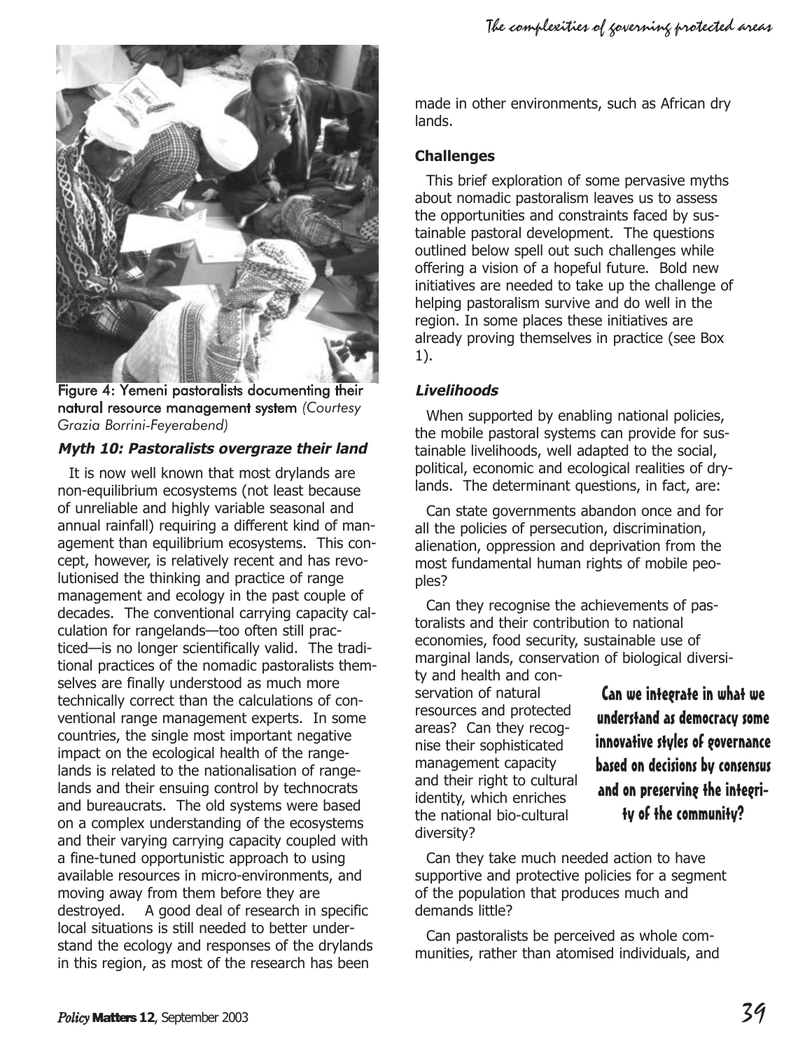Figure 4: Yemeni pastoralists documenting their natural resource management system *(Courtesy Grazia Borrini-Feyerabend)*

### *Myth 10: Pastoralists overgraze their land*

It is now well known that most drylands are non-equilibrium ecosystems (not least because of unreliable and highly variable seasonal and annual rainfall) requiring a different kind of management than equilibrium ecosystems. This concept, however, is relatively recent and has revolutionised the thinking and practice of range management and ecology in the past couple of decades. The conventional carrying capacity calculation for rangelands—too often still practiced—is no longer scientifically valid. The traditional practices of the nomadic pastoralists themselves are finally understood as much more technically correct than the calculations of conventional range management experts. In some countries, the single most important negative impact on the ecological health of the rangelands is related to the nationalisation of rangelands and their ensuing control by technocrats and bureaucrats. The old systems were based on a complex understanding of the ecosystems and their varying carrying capacity coupled with a fine-tuned opportunistic approach to using available resources in micro-environments, and moving away from them before they are destroyed. A good deal of research in specific local situations is still needed to better understand the ecology and responses of the drylands in this region, as most of the research has been made in other environments, such as African dry lands.

### Challenges

This brief exploration of some pervasive myths about nomadic pastoralism leaves us to assess the opportunities and constraints faced by sustainable pastoral development. The questions outlined below spell out such challenges while offering a vision of a hopeful future. Bold new initiatives are needed to take up the challenge of helping pastoralism survive and do well in the region. In some places these initiatives are already proving themselves in practice (see Box 1).

### *Livelihoods*

When supported by enabling national policies, the mobile pastoral systems can provide for sustainable livelihoods, well adapted to the social, political, economic and ecological realities of drylands. The determinant questions, in fact, are:

Can state governments abandon once and for all the policies of persecution, discrimination, alienation, oppression and deprivation from the most fundamental human rights of mobile peoples?

Can they recognise the achievements of pastoralists and their contribution to national economies, food security, sustainable use of marginal lands, conservation of biological diversity and health and conservation of natural resources and protected areas? Can they recognise their sophisticated management capacity and their right to cultural identity, which enriches the national bio-cultural diversity?

**Can we integrate in what we understand as democracy some innovative styles of governance based on decisions by consensus and on preserving the integrity of the community?**

Can they take much needed action to have supportive and protective policies for a segment of the population that produces much and demands little?

Can pastoralists be perceived as whole communities, rather than atomised individuals, and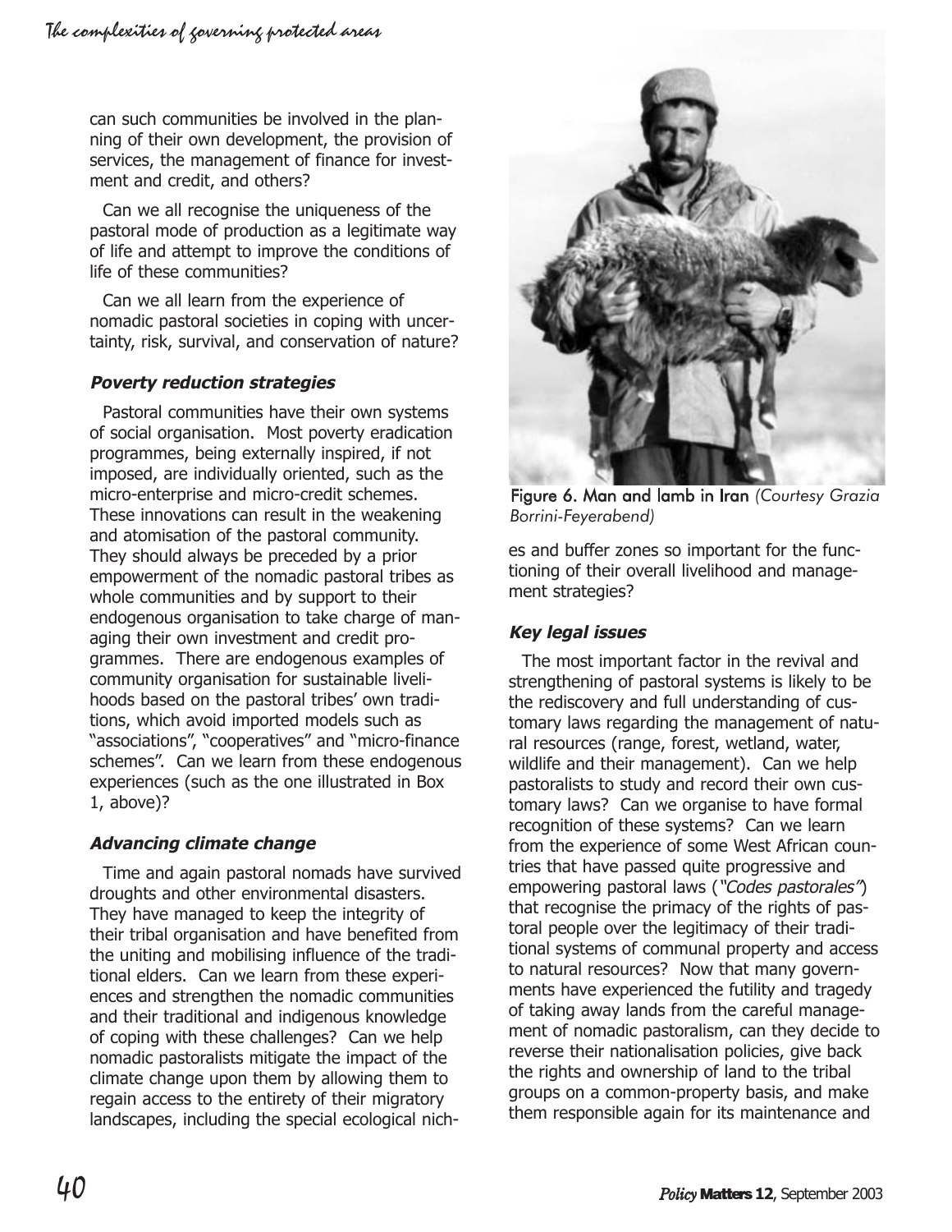can such communities be involved in the planning of their own development, the provision of services, the management of finance for investment and credit, and others?

Can we all recognise the uniqueness of the pastoral mode of production as a legitimate way of life and attempt to improve the conditions of life of these communities?

Can we all learn from the experience of nomadic pastoral societies in coping with uncertainty, risk, survival, and conservation of nature?

### *Poverty reduction strategies*

Pastoral communities have their own systems of social organisation. Most poverty eradication programmes, being externally inspired, if not imposed, are individually oriented, such as the micro-enterprise and micro-credit schemes. These innovations can result in the weakening and atomisation of the pastoral community. They should always be preceded by a prior empowerment of the nomadic pastoral tribes as whole communities and by support to their endogenous organisation to take charge of managing their own investment and credit programmes. There are endogenous examples of community organisation for sustainable livelihoods based on the pastoral tribes' own traditions, which avoid imported models such as "associations", "cooperatives" and "micro-finance schemes". Can we learn from these endogenous experiences (such as the one illustrated in Box 1, above)?

### *Advancing climate change*

Time and again pastoral nomads have survived droughts and other environmental disasters. They have managed to keep the integrity of their tribal organisation and have benefited from the uniting and mobilising influence of the traditional elders. Can we learn from these experiences and strengthen the nomadic communities and their traditional and indigenous knowledge of coping with these challenges? Can we help nomadic pastoralists mitigate the impact of the climate change upon them by allowing them to regain access to the entirety of their migratory landscapes, including the special ecological niches and buffer zones so important for the functioning of their overall livelihood and management strategies?

**Figure 6. Man and lamb in Iran** *(Courtesy Grazia Borrini-Feyerabend)*

### *Key legal issues*

The most important factor in the revival and strengthening of pastoral systems is likely to be the rediscovery and full understanding of customary laws regarding the management of natural resources (range, forest, wetland, water, wildlife and their management). Can we help pastoralists to study and record their own customary laws? Can we organise to have formal recognition of these systems? Can we learn from the experience of some West African countries that have passed quite progressive and empowering pastoral laws (*"Codes pastorales"*) that recognise the primacy of the rights of pastoral people over the legitimacy of their traditional systems of communal property and access to natural resources? Now that many governments have experienced the futility and tragedy of taking away lands from the careful management of nomadic pastoralism, can they decide to reverse their nationalisation policies, give back the rights and ownership of land to the tribal groups on a common-property basis, and make them responsible again for its maintenance and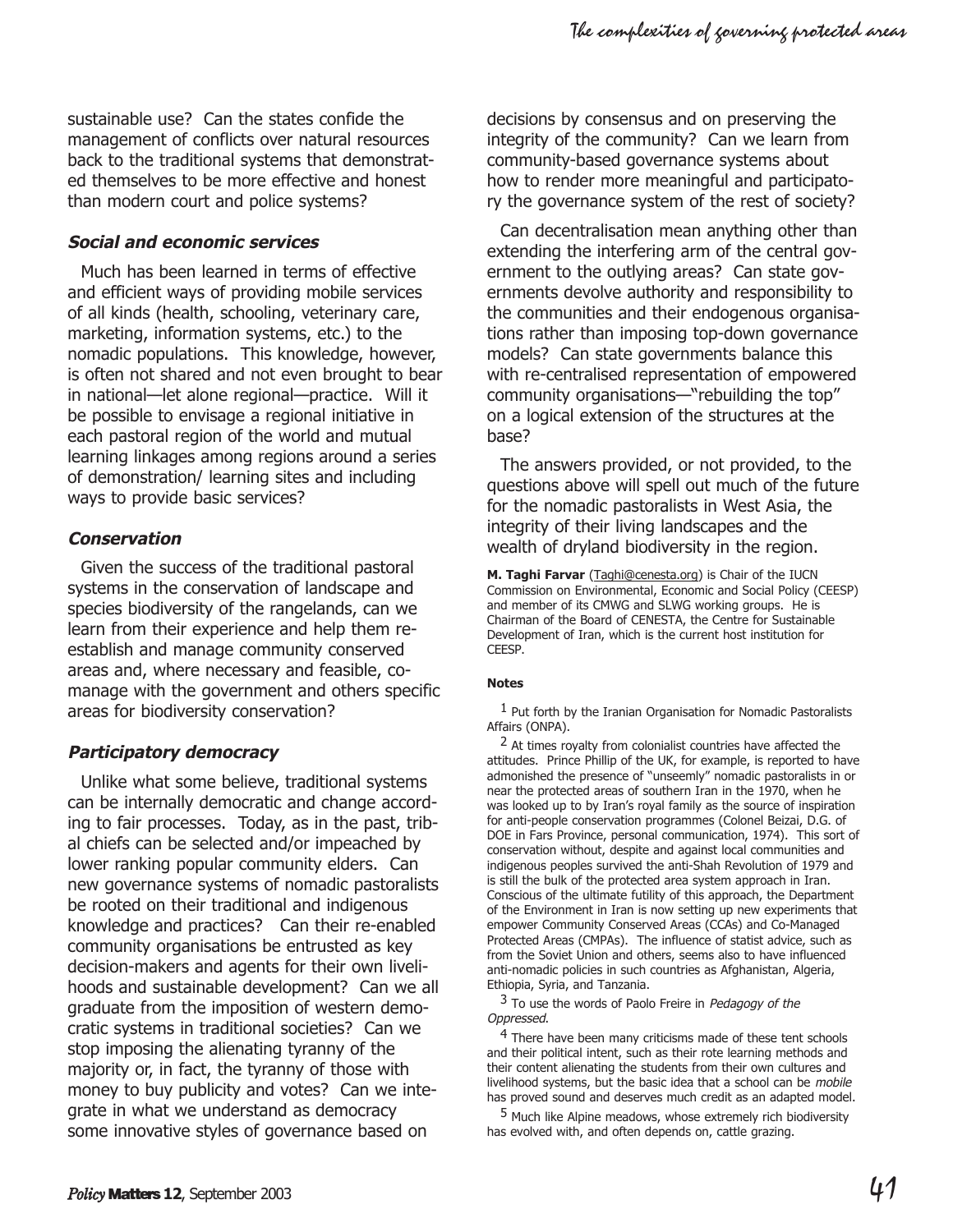sustainable use? Can the states confide the management of conflicts over natural resources back to the traditional systems that demonstrated themselves to be more effective and honest than modern court and police systems?

### *Social and economic services*

Much has been learned in terms of effective and efficient ways of providing mobile services of all kinds (health, schooling, veterinary care, marketing, information systems, etc.) to the nomadic populations. This knowledge, however, is often not shared and not even brought to bear in national—let alone regional—practice. Will it be possible to envisage a regional initiative in each pastoral region of the world and mutual learning linkages among regions around a series of demonstration/ learning sites and including ways to provide basic services?

### *Conservation*

Given the success of the traditional pastoral systems in the conservation of landscape and species biodiversity of the rangelands, can we learn from their experience and help them re-establish and manage community conserved areas and, where necessary and feasible, co-manage with the government and others specific areas for biodiversity conservation?

### *Participatory democracy*

Unlike what some believe, traditional systems can be internally democratic and change according to fair processes. Today, as in the past, tribal chiefs can be selected and/or impeached by lower ranking popular community elders. Can new governance systems of nomadic pastoralists be rooted on their traditional and indigenous knowledge and practices? Can their re-enabled community organisations be entrusted as key decision-makers and agents for their own livelihoods and sustainable development? Can we all graduate from the imposition of western democratic systems in traditional societies? Can we stop imposing the alienating tyranny of the majority or, in fact, the tyranny of those with money to buy publicity and votes? Can we integrate in what we understand as democracy some innovative styles of governance based on decisions by consensus and on preserving the integrity of the community? Can we learn from community-based governance systems about how to render more meaningful and participatory the governance system of the rest of society?

Can decentralisation mean anything other than extending the interfering arm of the central government to the outlying areas? Can state governments devolve authority and responsibility to the communities and their endogenous organisations rather than imposing top-down governance models? Can state governments balance this with re-centralised representation of empowered community organisations—"rebuilding the top" on a logical extension of the structures at the base?

The answers provided, or not provided, to the questions above will spell out much of the future for the nomadic pastoralists in West Asia, the integrity of their living landscapes and the wealth of dryland biodiversity in the region.

**M. Taghi Farvar** (Taghi@cenesta.org) is Chair of the IUCN Commission on Environmental, Economic and Social Policy (CEESP) and member of its CMWG and SLWG working groups. He is Chairman of the Board of CENESTA, the Centre for Sustainable Development of Iran, which is the current host institution for CEESP.

**Notes**

[1] Put forth by the Iranian Organisation for Nomadic Pastoralists Affairs (ONPA).

[2] At times royalty from colonialist countries have affected the attitudes. Prince Phillip of the UK, for example, is reported to have admonished the presence of "unseemly" nomadic pastoralists in or near the protected areas of southern Iran in the 1970, when he was looked up to by Iran's royal family as the source of inspiration for anti-people conservation programmes (Colonel Beizai, D.G. of DOE in Fars Province, personal communication, 1974). This sort of conservation without, despite and against local communities and indigenous peoples survived the anti-Shah Revolution of 1979 and is still the bulk of the protected area system approach in Iran. Conscious of the ultimate futility of this approach, the Department of the Environment in Iran is now setting up new experiments that empower Community Conserved Areas (CCAs) and Co-Managed Protected Areas (CMPAs). The influence of statist advice, such as from the Soviet Union and others, seems also to have influenced anti-nomadic policies in such countries as Afghanistan, Algeria, Ethiopia, Syria, and Tanzania.

[3] To use the words of Paolo Freire in *Pedagogy of the Oppressed*.

[4] There have been many criticisms made of these tent schools and their political intent, such as their rote learning methods and their content alienating the students from their own cultures and livelihood systems, but the basic idea that a school can be *mobile* has proved sound and deserves much credit as an adapted model.

[5] Much like Alpine meadows, whose extremely rich biodiversity has evolved with, and often depends on, cattle grazing.